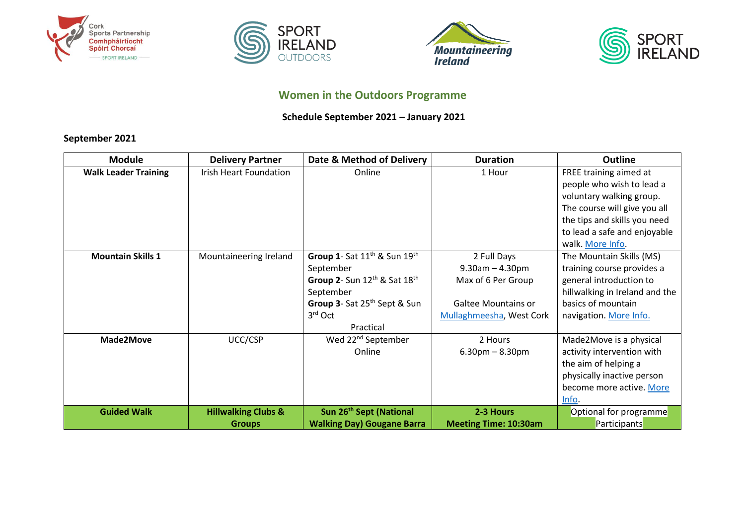## Women in the Outdoors Programme

**Schedule September 2021 – January 2021**

**September 2021**

| Module | Delivery Partner | Date & Method of Delivery | Duration | Outline |
|---|---|---|---|---|
| **Walk Leader Training** | Irish Heart Foundation | Online | 1 Hour | FREE training aimed at people who wish to lead a voluntary walking group. The course will give you all the tips and skills you need to lead a safe and enjoyable walk. More Info. |
| **Mountain Skills 1** | Mountaineering Ireland | **Group 1**- Sat 11th & Sun 19th September **Group 2**- Sun 12th & Sat 18th September **Group 3**- Sat 25th Sept & Sun 3rd Oct Practical | 2 Full Days 9.30am – 4.30pm Max of 6 Per Group Galtee Mountains or Mullaghmeesha, West Cork | The Mountain Skills (MS) training course provides a general introduction to hillwalking in Ireland and the basics of mountain navigation. More Info. |
| **Made2Move** | UCC/CSP | Wed 22nd September Online | 2 Hours 6.30pm – 8.30pm | Made2Move is a physical activity intervention with the aim of helping a physically inactive person become more active. More Info. |
| **Guided Walk** | **Hillwalking Clubs & Groups** | **Sun 26th Sept (National Walking Day) Gougane Barra** | **2-3 Hours Meeting Time: 10:30am** | Optional for programme Participants |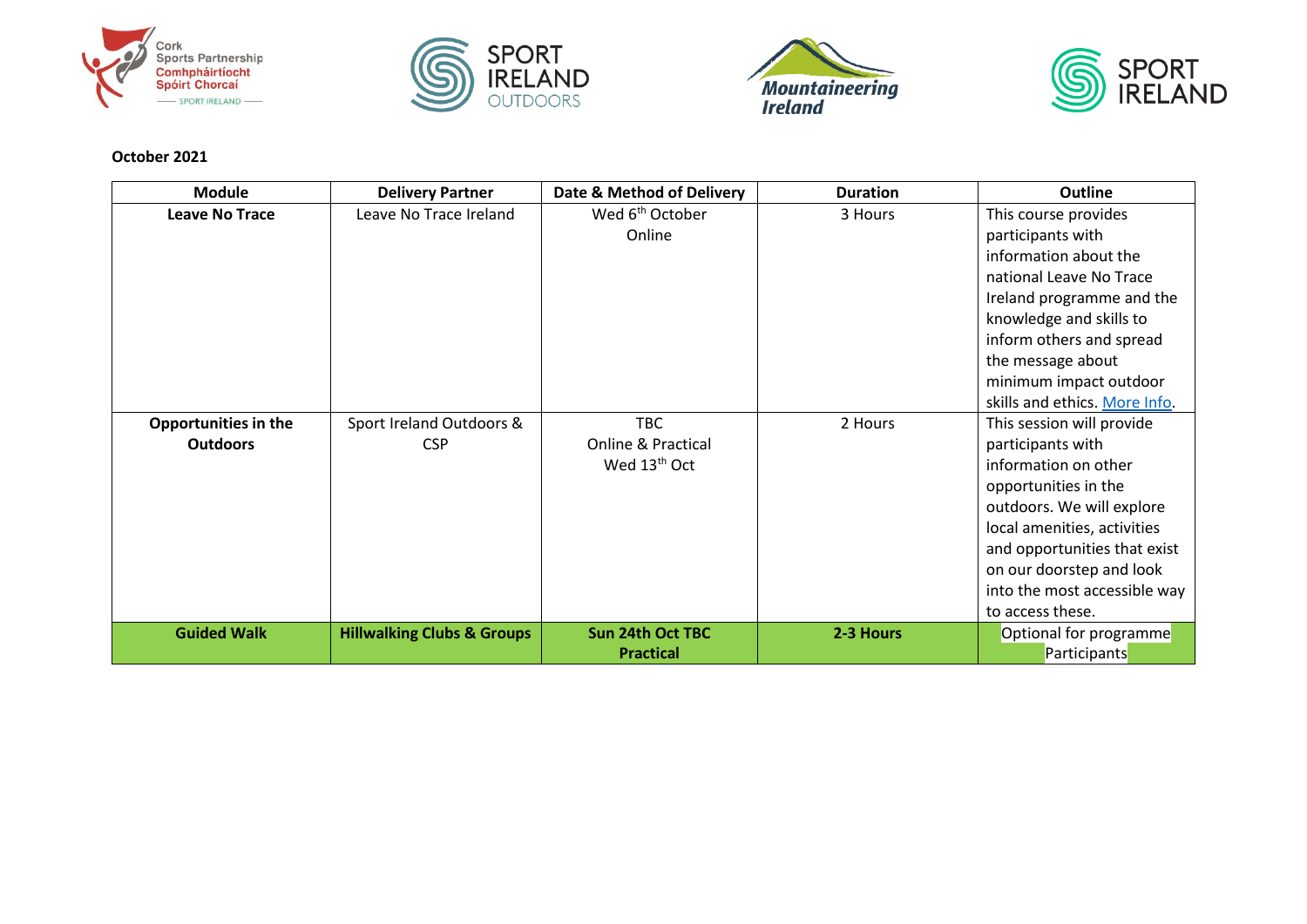**October 2021**

| Module | Delivery Partner | Date & Method of Delivery | Duration | Outline |
|---|---|---|---|---|
| **Leave No Trace** | Leave No Trace Ireland | Wed 6th October<br>Online | 3 Hours | This course provides participants with information about the national Leave No Trace Ireland programme and the knowledge and skills to inform others and spread the message about minimum impact outdoor skills and ethics. More Info. |
| **Opportunities in the Outdoors** | Sport Ireland Outdoors & CSP | TBC<br>Online & Practical<br>Wed 13th Oct | 2 Hours | This session will provide participants with information on other opportunities in the outdoors. We will explore local amenities, activities and opportunities that exist on our doorstep and look into the most accessible way to access these. |
| **Guided Walk** | **Hillwalking Clubs & Groups** | **Sun 24th Oct TBC**<br>**Practical** | **2-3 Hours** | Optional for programme Participants |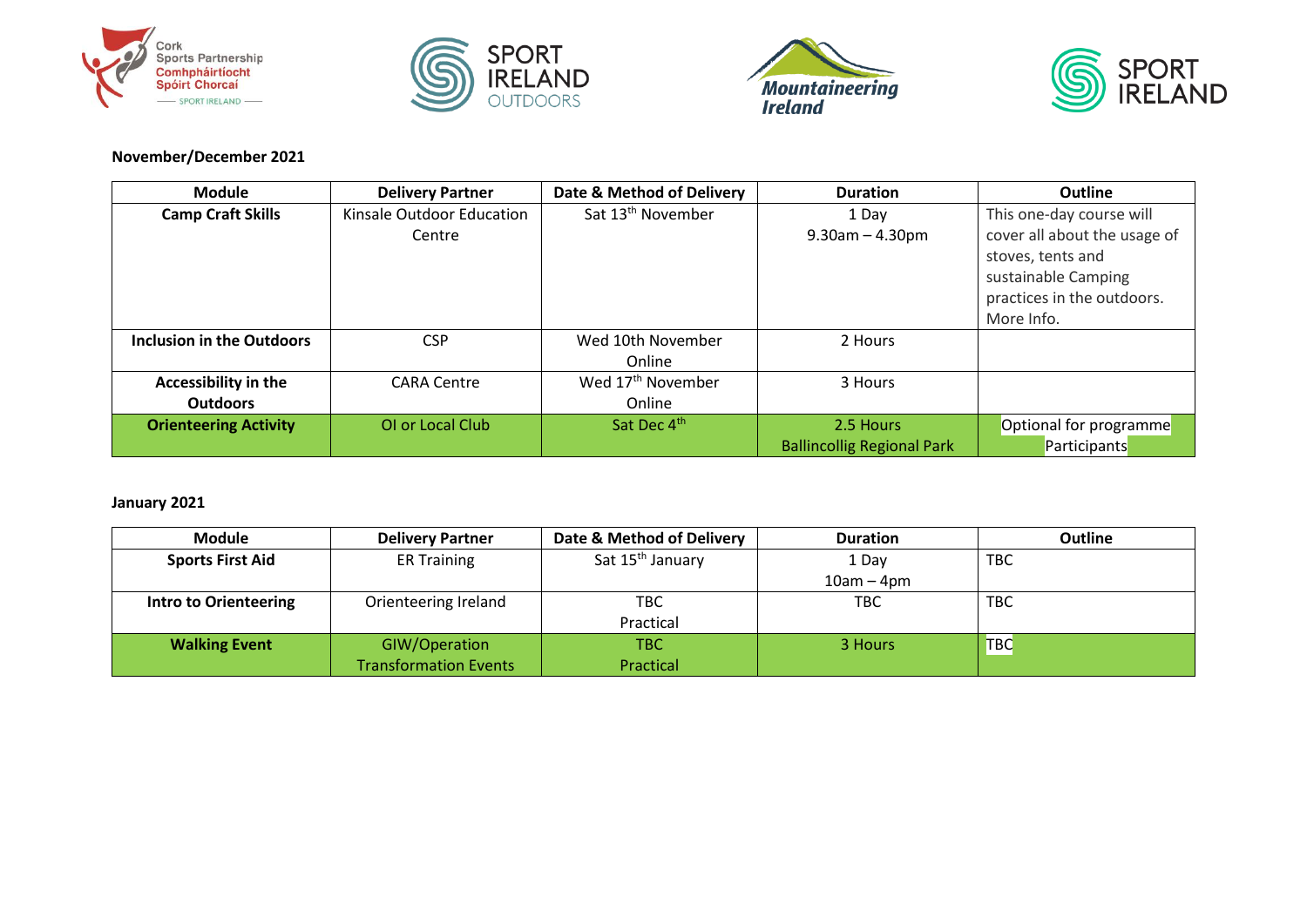**November/December 2021**

| Module | Delivery Partner | Date & Method of Delivery | Duration | Outline |
|---|---|---|---|---|
| **Camp Craft Skills** | Kinsale Outdoor Education Centre | Sat 13th November | 1 Day<br>9.30am – 4.30pm | This one-day course will cover all about the usage of stoves, tents and sustainable Camping practices in the outdoors. More Info. |
| **Inclusion in the Outdoors** | CSP | Wed 10th November<br>Online | 2 Hours | |
| **Accessibility in the Outdoors** | CARA Centre | Wed 17th November<br>Online | 3 Hours | |
| **Orienteering Activity** | OI or Local Club | Sat Dec 4th | 2.5 Hours<br>Ballincollig Regional Park | Optional for programme Participants |

**January 2021**

| Module | Delivery Partner | Date & Method of Delivery | Duration | Outline |
|---|---|---|---|---|
| **Sports First Aid** | ER Training | Sat 15th January | 1 Day<br>10am – 4pm | TBC |
| **Intro to Orienteering** | Orienteering Ireland | TBC<br>Practical | TBC | TBC |
| **Walking Event** | GIW/Operation Transformation Events | TBC<br>Practical | 3 Hours | TBC |